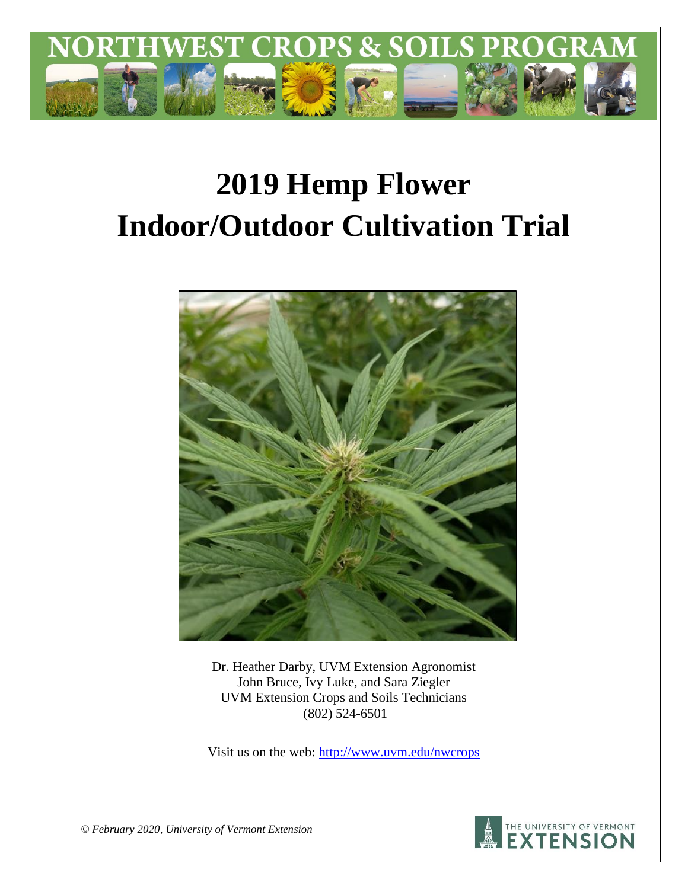# NORTHWEST CROPS & SOILS PROGRAM

# 2019 Hemp Flower Indoor/Outdoor Cultivation Trial

Dr. Heather Darby, UVM Extension Agronomist
John Bruce, Ivy Luke, and Sara Ziegler
UVM Extension Crops and Soils Technicians
(802) 524-6501

Visit us on the web: http://www.uvm.edu/nwcrops

*© February 2020, University of Vermont Extension*

THE UNIVERSITY OF VERMONT EXTENSION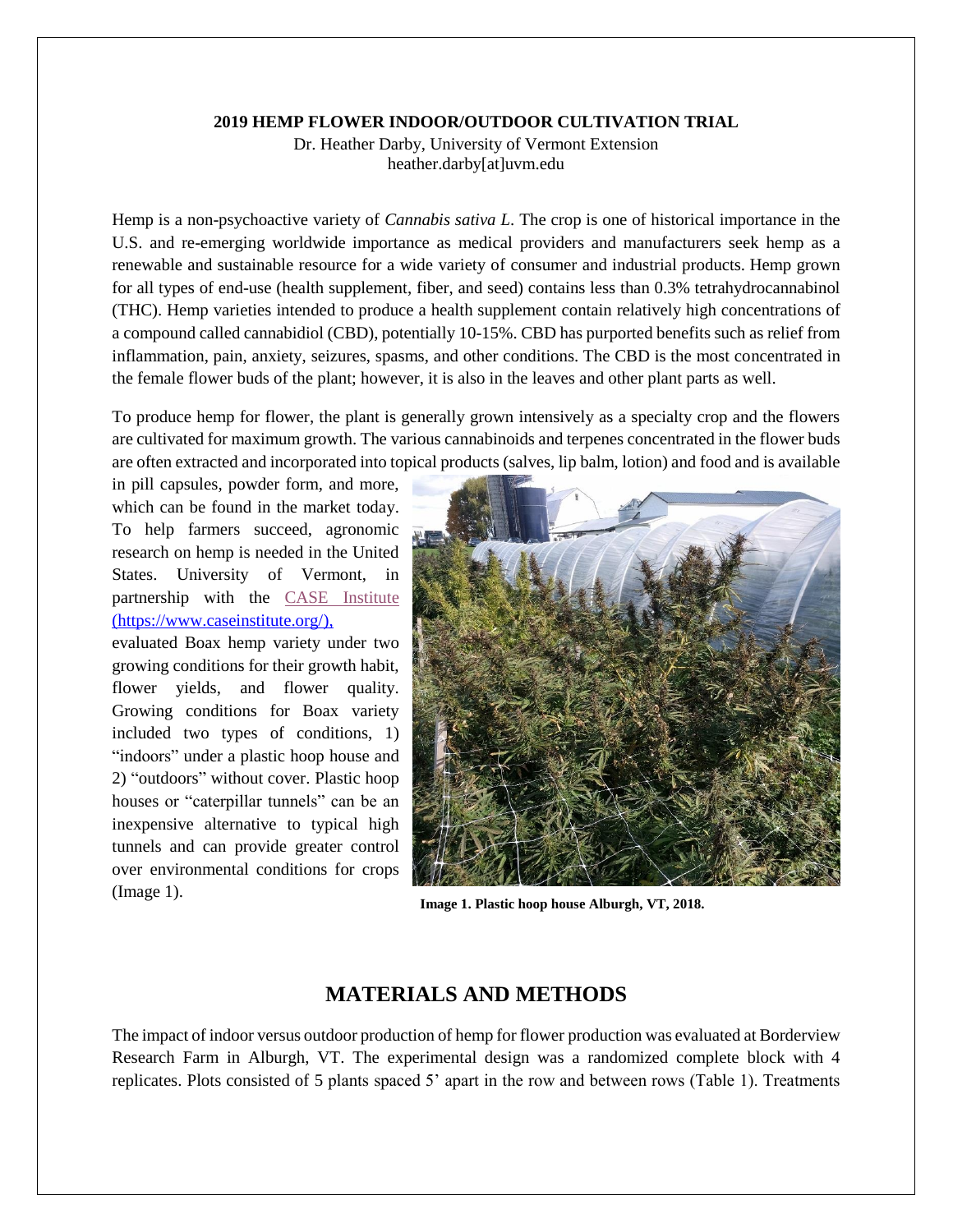**2019 HEMP FLOWER INDOOR/OUTDOOR CULTIVATION TRIAL**

Dr. Heather Darby, University of Vermont Extension
heather.darby[at]uvm.edu

Hemp is a non-psychoactive variety of *Cannabis sativa L.* The crop is one of historical importance in the U.S. and re-emerging worldwide importance as medical providers and manufacturers seek hemp as a renewable and sustainable resource for a wide variety of consumer and industrial products. Hemp grown for all types of end-use (health supplement, fiber, and seed) contains less than 0.3% tetrahydrocannabinol (THC). Hemp varieties intended to produce a health supplement contain relatively high concentrations of a compound called cannabidiol (CBD), potentially 10-15%. CBD has purported benefits such as relief from inflammation, pain, anxiety, seizures, spasms, and other conditions. The CBD is the most concentrated in the female flower buds of the plant; however, it is also in the leaves and other plant parts as well.

To produce hemp for flower, the plant is generally grown intensively as a specialty crop and the flowers are cultivated for maximum growth. The various cannabinoids and terpenes concentrated in the flower buds are often extracted and incorporated into topical products (salves, lip balm, lotion) and food and is available in pill capsules, powder form, and more, which can be found in the market today. To help farmers succeed, agronomic research on hemp is needed in the United States. University of Vermont, in partnership with the CASE Institute (https://www.caseinstitute.org/), evaluated Boax hemp variety under two growing conditions for their growth habit, flower yields, and flower quality. Growing conditions for Boax variety included two types of conditions, 1) "indoors" under a plastic hoop house and 2) "outdoors" without cover. Plastic hoop houses or "caterpillar tunnels" can be an inexpensive alternative to typical high tunnels and can provide greater control over environmental conditions for crops (Image 1).

**Image 1. Plastic hoop house Alburgh, VT, 2018.**

## MATERIALS AND METHODS

The impact of indoor versus outdoor production of hemp for flower production was evaluated at Borderview Research Farm in Alburgh, VT. The experimental design was a randomized complete block with 4 replicates. Plots consisted of 5 plants spaced 5' apart in the row and between rows (Table 1). Treatments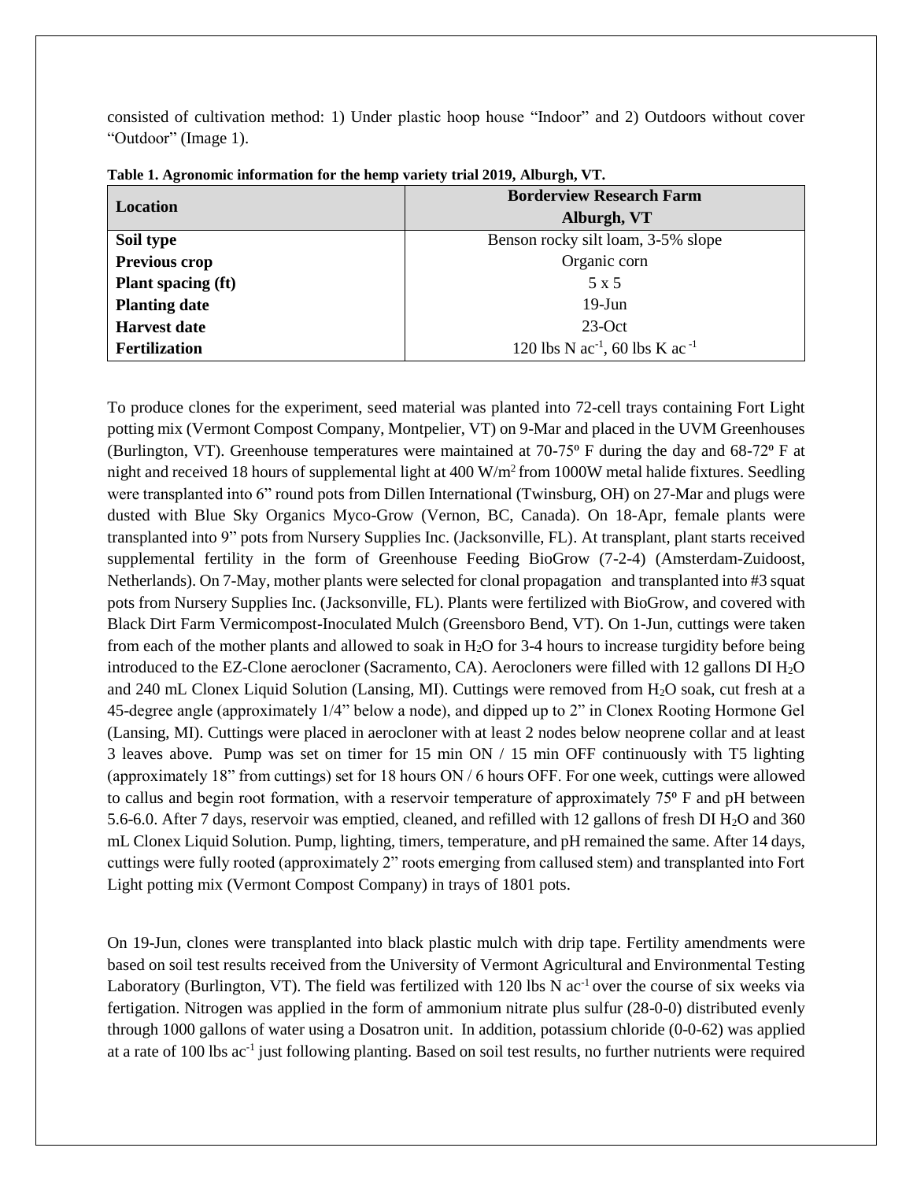consisted of cultivation method: 1) Under plastic hoop house "Indoor" and 2) Outdoors without cover "Outdoor" (Image 1).

**Table 1. Agronomic information for the hemp variety trial 2019, Alburgh, VT.**

| Location | Borderview Research Farm Alburgh, VT |
|---|---|
| **Soil type** | Benson rocky silt loam, 3-5% slope |
| **Previous crop** | Organic corn |
| **Plant spacing (ft)** | 5 x 5 |
| **Planting date** | 19-Jun |
| **Harvest date** | 23-Oct |
| **Fertilization** | 120 lbs N $ac^{-1}$, 60 lbs K $ac^{-1}$ |

To produce clones for the experiment, seed material was planted into 72-cell trays containing Fort Light potting mix (Vermont Compost Company, Montpelier, VT) on 9-Mar and placed in the UVM Greenhouses (Burlington, VT). Greenhouse temperatures were maintained at 70-75º F during the day and 68-72º F at night and received 18 hours of supplemental light at 400 $W/m^2$ from 1000W metal halide fixtures. Seedling were transplanted into 6" round pots from Dillen International (Twinsburg, OH) on 27-Mar and plugs were dusted with Blue Sky Organics Myco-Grow (Vernon, BC, Canada). On 18-Apr, female plants were transplanted into 9" pots from Nursery Supplies Inc. (Jacksonville, FL). At transplant, plant starts received supplemental fertility in the form of Greenhouse Feeding BioGrow (7-2-4) (Amsterdam-Zuidoost, Netherlands). On 7-May, mother plants were selected for clonal propagation and transplanted into #3 squat pots from Nursery Supplies Inc. (Jacksonville, FL). Plants were fertilized with BioGrow, and covered with Black Dirt Farm Vermicompost-Inoculated Mulch (Greensboro Bend, VT). On 1-Jun, cuttings were taken from each of the mother plants and allowed to soak in $H_2O$ for 3-4 hours to increase turgidity before being introduced to the EZ-Clone aerocloner (Sacramento, CA). Aerocloners were filled with 12 gallons DI $H_2O$ and 240 mL Clonex Liquid Solution (Lansing, MI). Cuttings were removed from $H_2O$ soak, cut fresh at a 45-degree angle (approximately 1/4" below a node), and dipped up to 2" in Clonex Rooting Hormone Gel (Lansing, MI). Cuttings were placed in aerocloner with at least 2 nodes below neoprene collar and at least 3 leaves above. Pump was set on timer for 15 min ON / 15 min OFF continuously with T5 lighting (approximately 18" from cuttings) set for 18 hours ON / 6 hours OFF. For one week, cuttings were allowed to callus and begin root formation, with a reservoir temperature of approximately 75º F and pH between 5.6-6.0. After 7 days, reservoir was emptied, cleaned, and refilled with 12 gallons of fresh DI $H_2O$ and 360 mL Clonex Liquid Solution. Pump, lighting, timers, temperature, and pH remained the same. After 14 days, cuttings were fully rooted (approximately 2" roots emerging from callused stem) and transplanted into Fort Light potting mix (Vermont Compost Company) in trays of 1801 pots.

On 19-Jun, clones were transplanted into black plastic mulch with drip tape. Fertility amendments were based on soil test results received from the University of Vermont Agricultural and Environmental Testing Laboratory (Burlington, VT). The field was fertilized with 120 lbs N $ac^{-1}$ over the course of six weeks via fertigation. Nitrogen was applied in the form of ammonium nitrate plus sulfur (28-0-0) distributed evenly through 1000 gallons of water using a Dosatron unit. In addition, potassium chloride (0-0-62) was applied at a rate of 100 lbs $ac^{-1}$ just following planting. Based on soil test results, no further nutrients were required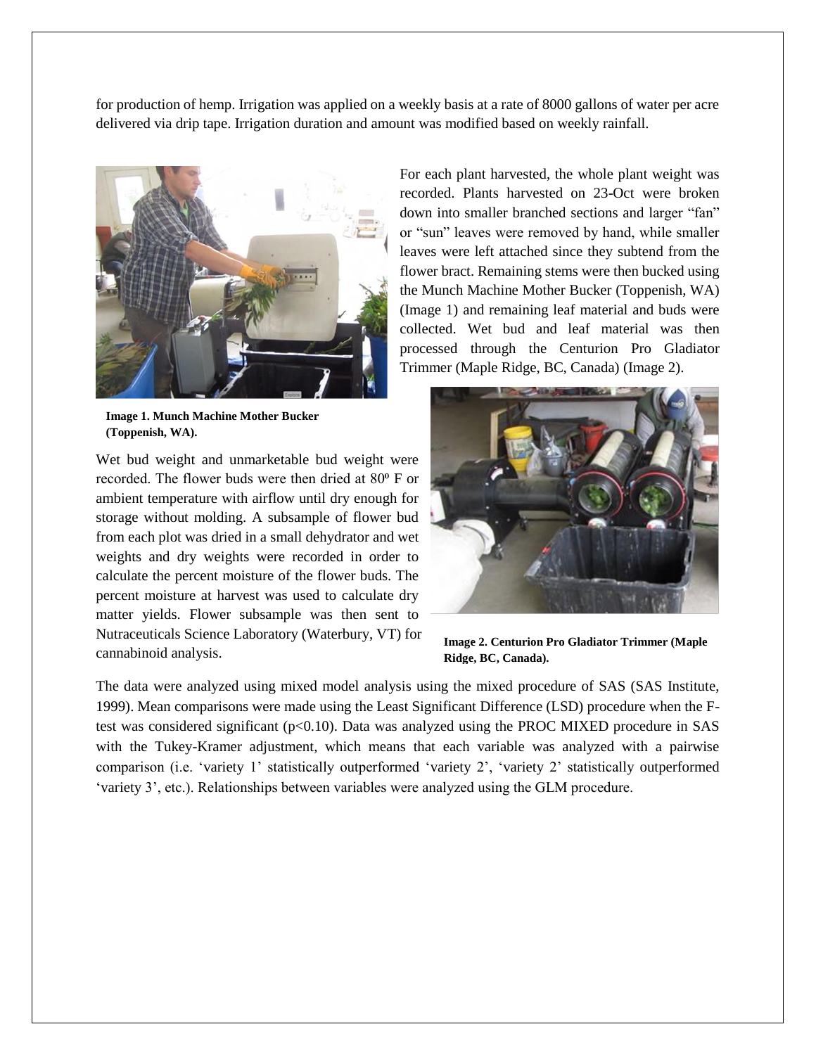for production of hemp. Irrigation was applied on a weekly basis at a rate of 8000 gallons of water per acre delivered via drip tape. Irrigation duration and amount was modified based on weekly rainfall.

For each plant harvested, the whole plant weight was recorded. Plants harvested on 23-Oct were broken down into smaller branched sections and larger "fan" or "sun" leaves were removed by hand, while smaller leaves were left attached since they subtend from the flower bract. Remaining stems were then bucked using the Munch Machine Mother Bucker (Toppenish, WA) (Image 1) and remaining leaf material and buds were collected. Wet bud and leaf material was then processed through the Centurion Pro Gladiator Trimmer (Maple Ridge, BC, Canada) (Image 2).

**Image 1. Munch Machine Mother Bucker (Toppenish, WA).**

Wet bud weight and unmarketable bud weight were recorded. The flower buds were then dried at 80º F or ambient temperature with airflow until dry enough for storage without molding. A subsample of flower bud from each plot was dried in a small dehydrator and wet weights and dry weights were recorded in order to calculate the percent moisture of the flower buds. The percent moisture at harvest was used to calculate dry matter yields. Flower subsample was then sent to Nutraceuticals Science Laboratory (Waterbury, VT) for cannabinoid analysis.

**Image 2. Centurion Pro Gladiator Trimmer (Maple Ridge, BC, Canada).**

The data were analyzed using mixed model analysis using the mixed procedure of SAS (SAS Institute, 1999). Mean comparisons were made using the Least Significant Difference (LSD) procedure when the F-test was considered significant ($p<0.10$). Data was analyzed using the PROC MIXED procedure in SAS with the Tukey-Kramer adjustment, which means that each variable was analyzed with a pairwise comparison (i.e. 'variety 1' statistically outperformed 'variety 2', 'variety 2' statistically outperformed 'variety 3', etc.). Relationships between variables were analyzed using the GLM procedure.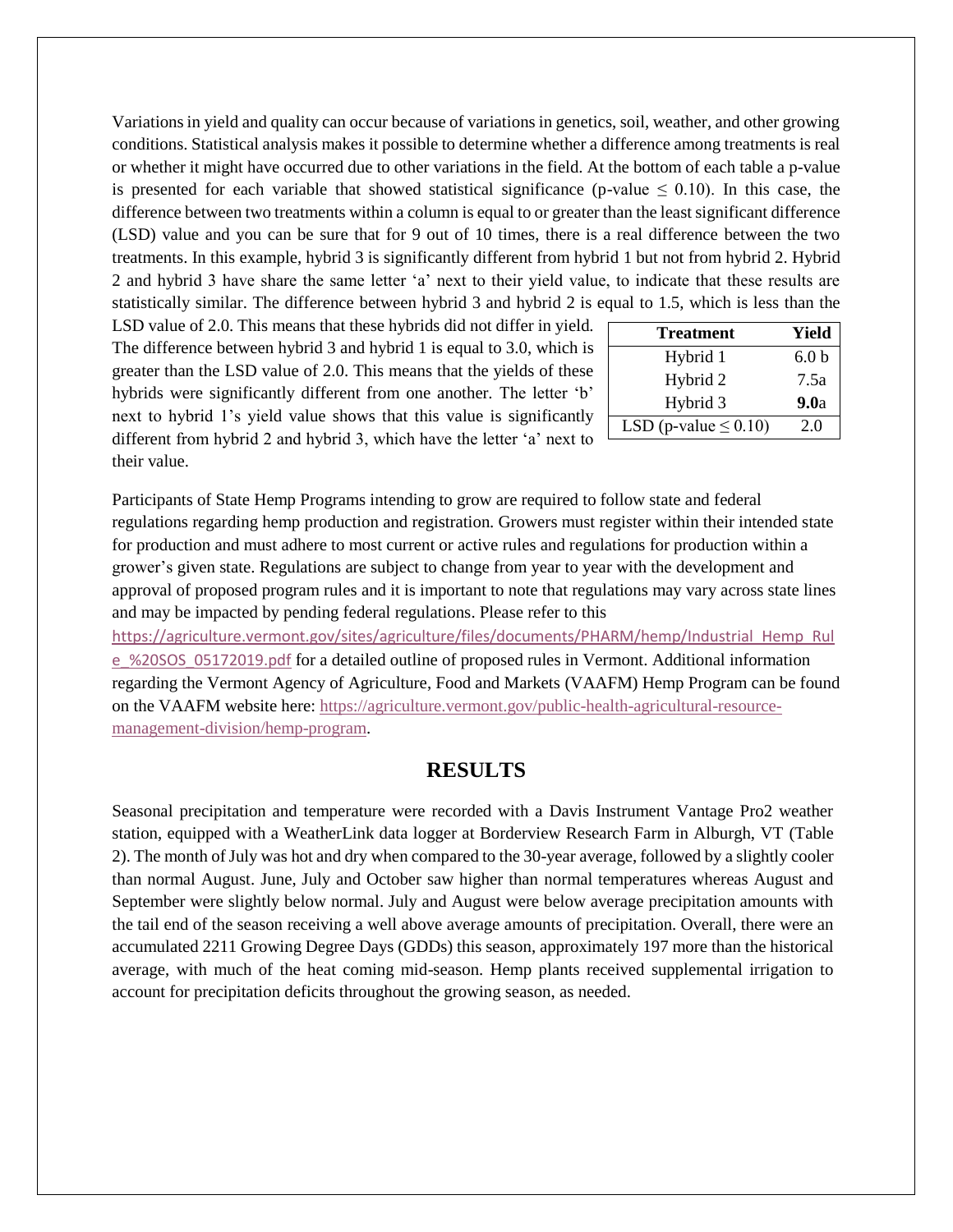Variations in yield and quality can occur because of variations in genetics, soil, weather, and other growing conditions. Statistical analysis makes it possible to determine whether a difference among treatments is real or whether it might have occurred due to other variations in the field. At the bottom of each table a p-value is presented for each variable that showed statistical significance (p-value ≤ 0.10). In this case, the difference between two treatments within a column is equal to or greater than the least significant difference (LSD) value and you can be sure that for 9 out of 10 times, there is a real difference between the two treatments. In this example, hybrid 3 is significantly different from hybrid 1 but not from hybrid 2. Hybrid 2 and hybrid 3 have share the same letter 'a' next to their yield value, to indicate that these results are statistically similar. The difference between hybrid 3 and hybrid 2 is equal to 1.5, which is less than the LSD value of 2.0. This means that these hybrids did not differ in yield. The difference between hybrid 3 and hybrid 1 is equal to 3.0, which is greater than the LSD value of 2.0. This means that the yields of these hybrids were significantly different from one another. The letter 'b' next to hybrid 1's yield value shows that this value is significantly different from hybrid 2 and hybrid 3, which have the letter 'a' next to their value.

| Treatment | Yield |
|---|---|
| Hybrid 1 | 6.0 b |
| Hybrid 2 | 7.5a |
| Hybrid 3 | **9.0**a |
| LSD (p-value ≤ 0.10) | 2.0 |

Participants of State Hemp Programs intending to grow are required to follow state and federal regulations regarding hemp production and registration. Growers must register within their intended state for production and must adhere to most current or active rules and regulations for production within a grower's given state. Regulations are subject to change from year to year with the development and approval of proposed program rules and it is important to note that regulations may vary across state lines and may be impacted by pending federal regulations. Please refer to this https://agriculture.vermont.gov/sites/agriculture/files/documents/PHARM/hemp/Industrial_Hemp_Rule_%20SOS_05172019.pdf for a detailed outline of proposed rules in Vermont. Additional information regarding the Vermont Agency of Agriculture, Food and Markets (VAAFM) Hemp Program can be found on the VAAFM website here: https://agriculture.vermont.gov/public-health-agricultural-resource-management-division/hemp-program.

## RESULTS

Seasonal precipitation and temperature were recorded with a Davis Instrument Vantage Pro2 weather station, equipped with a WeatherLink data logger at Borderview Research Farm in Alburgh, VT (Table 2). The month of July was hot and dry when compared to the 30-year average, followed by a slightly cooler than normal August. June, July and October saw higher than normal temperatures whereas August and September were slightly below normal. July and August were below average precipitation amounts with the tail end of the season receiving a well above average amounts of precipitation. Overall, there were an accumulated 2211 Growing Degree Days (GDDs) this season, approximately 197 more than the historical average, with much of the heat coming mid-season. Hemp plants received supplemental irrigation to account for precipitation deficits throughout the growing season, as needed.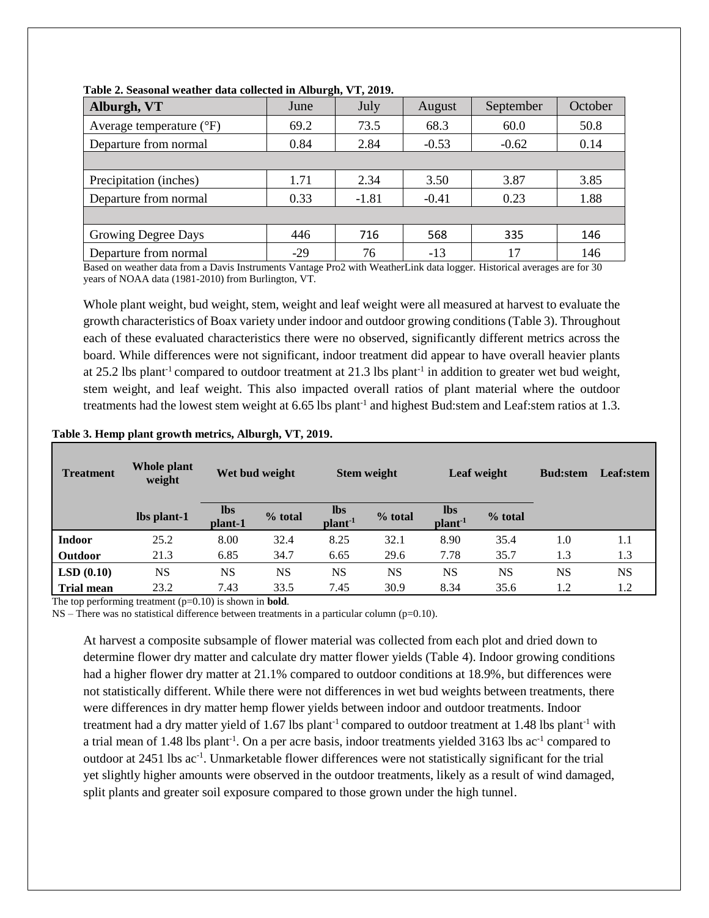**Table 2. Seasonal weather data collected in Alburgh, VT, 2019.**

| Alburgh, VT | June | July | August | September | October |
|---|---|---|---|---|---|
| Average temperature (°F) | 69.2 | 73.5 | 68.3 | 60.0 | 50.8 |
| Departure from normal | 0.84 | 2.84 | -0.53 | -0.62 | 0.14 |
| | | | | | |
| Precipitation (inches) | 1.71 | 2.34 | 3.50 | 3.87 | 3.85 |
| Departure from normal | 0.33 | -1.81 | -0.41 | 0.23 | 1.88 |
| | | | | | |
| Growing Degree Days | 446 | 716 | 568 | 335 | 146 |
| Departure from normal | -29 | 76 | -13 | 17 | 146 |

Based on weather data from a Davis Instruments Vantage Pro2 with WeatherLink data logger. Historical averages are for 30 years of NOAA data (1981-2010) from Burlington, VT.

Whole plant weight, bud weight, stem, weight and leaf weight were all measured at harvest to evaluate the growth characteristics of Boax variety under indoor and outdoor growing conditions (Table 3). Throughout each of these evaluated characteristics there were no observed, significantly different metrics across the board. While differences were not significant, indoor treatment did appear to have overall heavier plants at 25.2 lbs plant$^{-1}$ compared to outdoor treatment at 21.3 lbs plant$^{-1}$ in addition to greater wet bud weight, stem weight, and leaf weight. This also impacted overall ratios of plant material where the outdoor treatments had the lowest stem weight at 6.65 lbs plant$^{-1}$ and highest Bud:stem and Leaf:stem ratios at 1.3.

**Table 3. Hemp plant growth metrics, Alburgh, VT, 2019.**

| Treatment | Whole plant weight | Wet bud weight | | Stem weight | | Leaf weight | | Bud:stem | Leaf:stem |
|---|---|---|---|---|---|---|---|---|---|
| | lbs plant-1 | lbs plant-1 | % total | lbs plant$^{-1}$ | % total | lbs plant$^{-1}$ | % total | | |
| **Indoor** | 25.2 | 8.00 | 32.4 | 8.25 | 32.1 | 8.90 | 35.4 | 1.0 | 1.1 |
| **Outdoor** | 21.3 | 6.85 | 34.7 | 6.65 | 29.6 | 7.78 | 35.7 | 1.3 | 1.3 |
| **LSD (0.10)** | NS | NS | NS | NS | NS | NS | NS | NS | NS |
| **Trial mean** | 23.2 | 7.43 | 33.5 | 7.45 | 30.9 | 8.34 | 35.6 | 1.2 | 1.2 |

The top performing treatment (p=0.10) is shown in **bold**.
NS – There was no statistical difference between treatments in a particular column (p=0.10).

At harvest a composite subsample of flower material was collected from each plot and dried down to determine flower dry matter and calculate dry matter flower yields (Table 4). Indoor growing conditions had a higher flower dry matter at 21.1% compared to outdoor conditions at 18.9%, but differences were not statistically different. While there were not differences in wet bud weights between treatments, there were differences in dry matter hemp flower yields between indoor and outdoor treatments. Indoor treatment had a dry matter yield of 1.67 lbs plant$^{-1}$ compared to outdoor treatment at 1.48 lbs plant$^{-1}$ with a trial mean of 1.48 lbs plant$^{-1}$. On a per acre basis, indoor treatments yielded 3163 lbs ac$^{-1}$ compared to outdoor at 2451 lbs ac$^{-1}$. Unmarketable flower differences were not statistically significant for the trial yet slightly higher amounts were observed in the outdoor treatments, likely as a result of wind damaged, split plants and greater soil exposure compared to those grown under the high tunnel.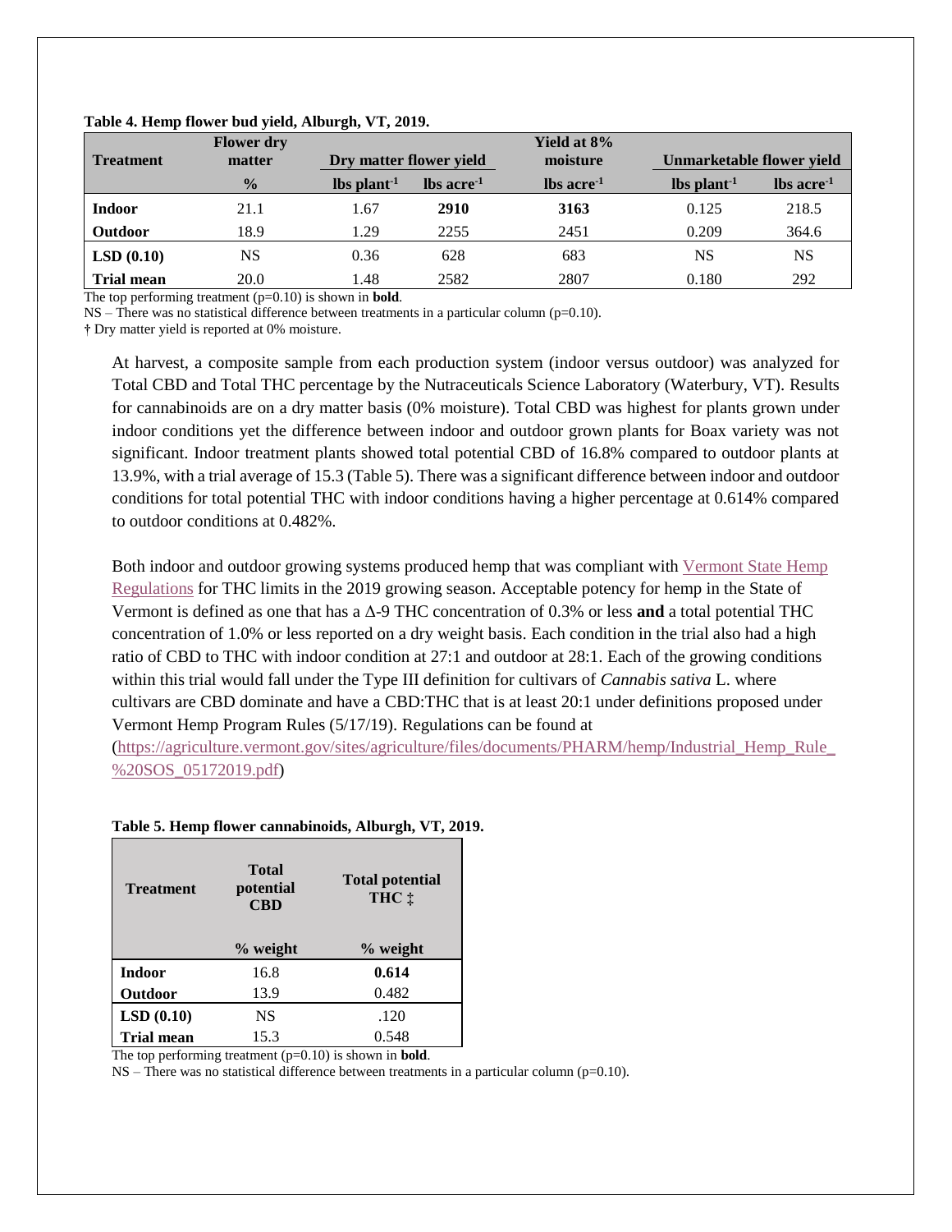**Table 4. Hemp flower bud yield, Alburgh, VT, 2019.**

| Treatment | Flower dry matter | Dry matter flower yield | | Yield at 8% moisture | Unmarketable flower yield | |
|---|---|---|---|---|---|---|
| | % | lbs plant$^{-1}$ | lbs acre$^{-1}$ | lbs acre$^{-1}$ | lbs plant$^{-1}$ | lbs acre$^{-1}$ |
| **Indoor** | 21.1 | 1.67 | **2910** | **3163** | 0.125 | 218.5 |
| **Outdoor** | 18.9 | 1.29 | 2255 | 2451 | 0.209 | 364.6 |
| **LSD (0.10)** | NS | 0.36 | 628 | 683 | NS | NS |
| **Trial mean** | 20.0 | 1.48 | 2582 | 2807 | 0.180 | 292 |

The top performing treatment (p=0.10) is shown in **bold**.
NS – There was no statistical difference between treatments in a particular column (p=0.10).
† Dry matter yield is reported at 0% moisture.

At harvest, a composite sample from each production system (indoor versus outdoor) was analyzed for Total CBD and Total THC percentage by the Nutraceuticals Science Laboratory (Waterbury, VT). Results for cannabinoids are on a dry matter basis (0% moisture). Total CBD was highest for plants grown under indoor conditions yet the difference between indoor and outdoor grown plants for Boax variety was not significant. Indoor treatment plants showed total potential CBD of 16.8% compared to outdoor plants at 13.9%, with a trial average of 15.3 (Table 5). There was a significant difference between indoor and outdoor conditions for total potential THC with indoor conditions having a higher percentage at 0.614% compared to outdoor conditions at 0.482%.

Both indoor and outdoor growing systems produced hemp that was compliant with Vermont State Hemp Regulations for THC limits in the 2019 growing season. Acceptable potency for hemp in the State of Vermont is defined as one that has a Δ-9 THC concentration of 0.3% or less **and** a total potential THC concentration of 1.0% or less reported on a dry weight basis. Each condition in the trial also had a high ratio of CBD to THC with indoor condition at 27:1 and outdoor at 28:1. Each of the growing conditions within this trial would fall under the Type III definition for cultivars of *Cannabis sativa* L. where cultivars are CBD dominate and have a CBD:THC that is at least 20:1 under definitions proposed under Vermont Hemp Program Rules (5/17/19). Regulations can be found at (https://agriculture.vermont.gov/sites/agriculture/files/documents/PHARM/hemp/Industrial_Hemp_Rule_%20SOS_05172019.pdf)

**Table 5. Hemp flower cannabinoids, Alburgh, VT, 2019.**

| Treatment | Total potential CBD | Total potential THC ‡ |
|---|---|---|
| | % weight | % weight |
| **Indoor** | 16.8 | **0.614** |
| **Outdoor** | 13.9 | 0.482 |
| **LSD (0.10)** | NS | .120 |
| **Trial mean** | 15.3 | 0.548 |

The top performing treatment (p=0.10) is shown in **bold**.
NS – There was no statistical difference between treatments in a particular column (p=0.10).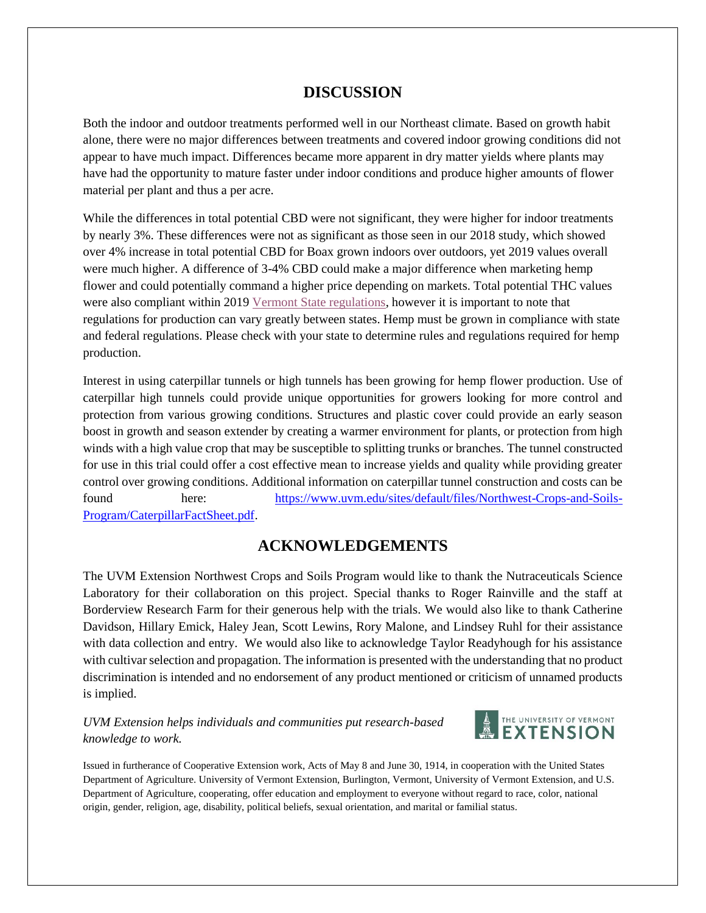## DISCUSSION

Both the indoor and outdoor treatments performed well in our Northeast climate. Based on growth habit alone, there were no major differences between treatments and covered indoor growing conditions did not appear to have much impact. Differences became more apparent in dry matter yields where plants may have had the opportunity to mature faster under indoor conditions and produce higher amounts of flower material per plant and thus a per acre.

While the differences in total potential CBD were not significant, they were higher for indoor treatments by nearly 3%. These differences were not as significant as those seen in our 2018 study, which showed over 4% increase in total potential CBD for Boax grown indoors over outdoors, yet 2019 values overall were much higher. A difference of 3-4% CBD could make a major difference when marketing hemp flower and could potentially command a higher price depending on markets. Total potential THC values were also compliant within 2019 Vermont State regulations, however it is important to note that regulations for production can vary greatly between states. Hemp must be grown in compliance with state and federal regulations. Please check with your state to determine rules and regulations required for hemp production.

Interest in using caterpillar tunnels or high tunnels has been growing for hemp flower production. Use of caterpillar high tunnels could provide unique opportunities for growers looking for more control and protection from various growing conditions. Structures and plastic cover could provide an early season boost in growth and season extender by creating a warmer environment for plants, or protection from high winds with a high value crop that may be susceptible to splitting trunks or branches. The tunnel constructed for use in this trial could offer a cost effective mean to increase yields and quality while providing greater control over growing conditions. Additional information on caterpillar tunnel construction and costs can be found here: https://www.uvm.edu/sites/default/files/Northwest-Crops-and-Soils-Program/CaterpillarFactSheet.pdf.

## ACKNOWLEDGEMENTS

The UVM Extension Northwest Crops and Soils Program would like to thank the Nutraceuticals Science Laboratory for their collaboration on this project. Special thanks to Roger Rainville and the staff at Borderview Research Farm for their generous help with the trials. We would also like to thank Catherine Davidson, Hillary Emick, Haley Jean, Scott Lewins, Rory Malone, and Lindsey Ruhl for their assistance with data collection and entry. We would also like to acknowledge Taylor Readyhough for his assistance with cultivar selection and propagation. The information is presented with the understanding that no product discrimination is intended and no endorsement of any product mentioned or criticism of unnamed products is implied.

*UVM Extension helps individuals and communities put research-based knowledge to work.*

THE UNIVERSITY OF VERMONT EXTENSION

Issued in furtherance of Cooperative Extension work, Acts of May 8 and June 30, 1914, in cooperation with the United States Department of Agriculture. University of Vermont Extension, Burlington, Vermont, University of Vermont Extension, and U.S. Department of Agriculture, cooperating, offer education and employment to everyone without regard to race, color, national origin, gender, religion, age, disability, political beliefs, sexual orientation, and marital or familial status.